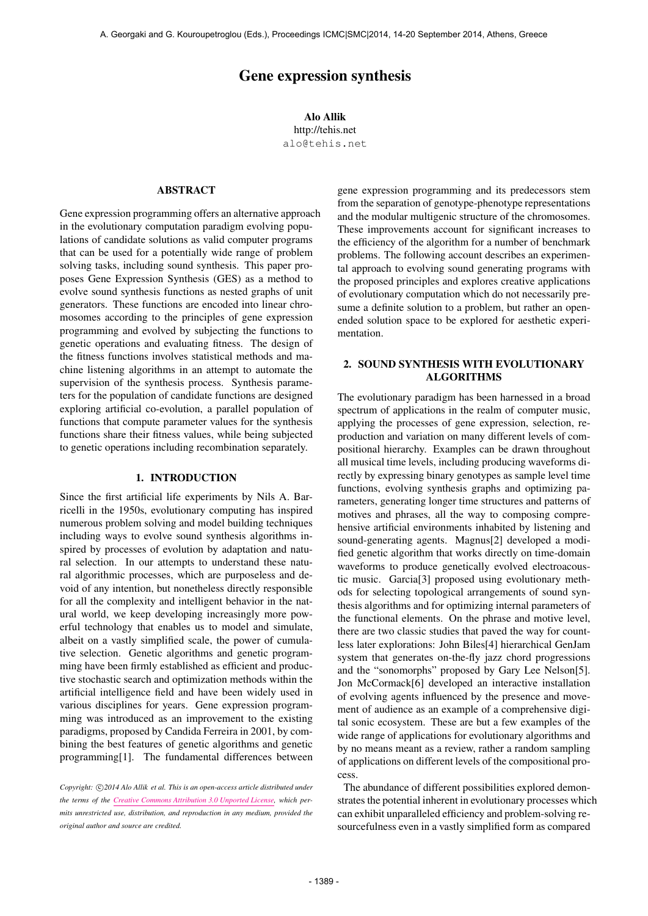# Gene expression synthesis

**Alo Allik**
http://tehis.net
alo@tehis.net

## ABSTRACT

Gene expression programming offers an alternative approach in the evolutionary computation paradigm evolving populations of candidate solutions as valid computer programs that can be used for a potentially wide range of problem solving tasks, including sound synthesis. This paper proposes Gene Expression Synthesis (GES) as a method to evolve sound synthesis functions as nested graphs of unit generators. These functions are encoded into linear chromosomes according to the principles of gene expression programming and evolved by subjecting the functions to genetic operations and evaluating fitness. The design of the fitness functions involves statistical methods and machine listening algorithms in an attempt to automate the supervision of the synthesis process. Synthesis parameters for the population of candidate functions are designed exploring artificial co-evolution, a parallel population of functions that compute parameter values for the synthesis functions share their fitness values, while being subjected to genetic operations including recombination separately.

## 1. INTRODUCTION

Since the first artificial life experiments by Nils A. Barricelli in the 1950s, evolutionary computing has inspired numerous problem solving and model building techniques including ways to evolve sound synthesis algorithms inspired by processes of evolution by adaptation and natural selection. In our attempts to understand these natural algorithmic processes, which are purposeless and devoid of any intention, but nonetheless directly responsible for all the complexity and intelligent behavior in the natural world, we keep developing increasingly more powerful technology that enables us to model and simulate, albeit on a vastly simplified scale, the power of cumulative selection. Genetic algorithms and genetic programming have been firmly established as efficient and productive stochastic search and optimization methods within the artificial intelligence field and have been widely used in various disciplines for years. Gene expression programming was introduced as an improvement to the existing paradigms, proposed by Candida Ferreira in 2001, by combining the best features of genetic algorithms and genetic programming[1]. The fundamental differences between gene expression programming and its predecessors stem from the separation of genotype-phenotype representations and the modular multigenic structure of the chromosomes. These improvements account for significant increases to the efficiency of the algorithm for a number of benchmark problems. The following account describes an experimental approach to evolving sound generating programs with the proposed principles and explores creative applications of evolutionary computation which do not necessarily presume a definite solution to a problem, but rather an open-ended solution space to be explored for aesthetic experimentation.

*Copyright: ©2014 Alo Allik et al. This is an open-access article distributed under the terms of the Creative Commons Attribution 3.0 Unported License, which permits unrestricted use, distribution, and reproduction in any medium, provided the original author and source are credited.*

## 2. SOUND SYNTHESIS WITH EVOLUTIONARY ALGORITHMS

The evolutionary paradigm has been harnessed in a broad spectrum of applications in the realm of computer music, applying the processes of gene expression, selection, reproduction and variation on many different levels of compositional hierarchy. Examples can be drawn throughout all musical time levels, including producing waveforms directly by expressing binary genotypes as sample level time functions, evolving synthesis graphs and optimizing parameters, generating longer time structures and patterns of motives and phrases, all the way to composing comprehensive artificial environments inhabited by listening and sound-generating agents. Magnus[2] developed a modified genetic algorithm that works directly on time-domain waveforms to produce genetically evolved electroacoustic music. Garcia[3] proposed using evolutionary methods for selecting topological arrangements of sound synthesis algorithms and for optimizing internal parameters of the functional elements. On the phrase and motive level, there are two classic studies that paved the way for countless later explorations: John Biles[4] hierarchical GenJam system that generates on-the-fly jazz chord progressions and the "sonomorphs" proposed by Gary Lee Nelson[5]. Jon McCormack[6] developed an interactive installation of evolving agents influenced by the presence and movement of audience as an example of a comprehensive digital sonic ecosystem. These are but a few examples of the wide range of applications for evolutionary algorithms and by no means meant as a review, rather a random sampling of applications on different levels of the compositional process.

The abundance of different possibilities explored demonstrates the potential inherent in evolutionary processes which can exhibit unparalleled efficiency and problem-solving resourcefulness even in a vastly simplified form as compared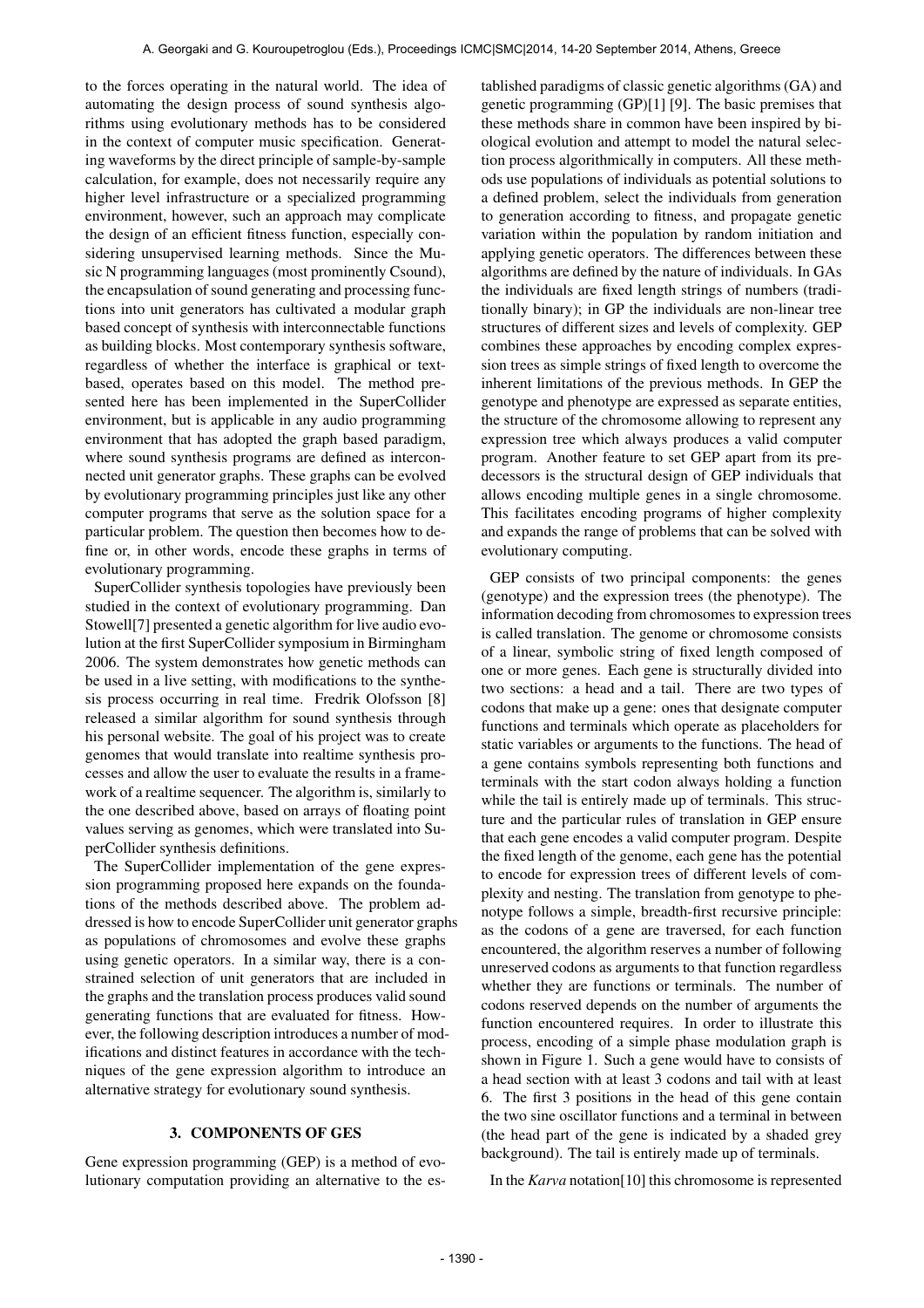to the forces operating in the natural world. The idea of automating the design process of sound synthesis algorithms using evolutionary methods has to be considered in the context of computer music specification. Generating waveforms by the direct principle of sample-by-sample calculation, for example, does not necessarily require any higher level infrastructure or a specialized programming environment, however, such an approach may complicate the design of an efficient fitness function, especially considering unsupervised learning methods. Since the Music N programming languages (most prominently Csound), the encapsulation of sound generating and processing functions into unit generators has cultivated a modular graph based concept of synthesis with interconnectable functions as building blocks. Most contemporary synthesis software, regardless of whether the interface is graphical or text-based, operates based on this model. The method presented here has been implemented in the SuperCollider environment, but is applicable in any audio programming environment that has adopted the graph based paradigm, where sound synthesis programs are defined as interconnected unit generator graphs. These graphs can be evolved by evolutionary programming principles just like any other computer programs that serve as the solution space for a particular problem. The question then becomes how to define or, in other words, encode these graphs in terms of evolutionary programming.

SuperCollider synthesis topologies have previously been studied in the context of evolutionary programming. Dan Stowell[7] presented a genetic algorithm for live audio evolution at the first SuperCollider symposium in Birmingham 2006. The system demonstrates how genetic methods can be used in a live setting, with modifications to the synthesis process occurring in real time. Fredrik Olofsson [8] released a similar algorithm for sound synthesis through his personal website. The goal of his project was to create genomes that would translate into realtime synthesis processes and allow the user to evaluate the results in a framework of a realtime sequencer. The algorithm is, similarly to the one described above, based on arrays of floating point values serving as genomes, which were translated into SuperCollider synthesis definitions.

The SuperCollider implementation of the gene expression programming proposed here expands on the foundations of the methods described above. The problem addressed is how to encode SuperCollider unit generator graphs as populations of chromosomes and evolve these graphs using genetic operators. In a similar way, there is a constrained selection of unit generators that are included in the graphs and the translation process produces valid sound generating functions that are evaluated for fitness. However, the following description introduces a number of modifications and distinct features in accordance with the techniques of the gene expression algorithm to introduce an alternative strategy for evolutionary sound synthesis.

## 3. COMPONENTS OF GES

Gene expression programming (GEP) is a method of evolutionary computation providing an alternative to the established paradigms of classic genetic algorithms (GA) and genetic programming (GP)[1] [9]. The basic premises that these methods share in common have been inspired by biological evolution and attempt to model the natural selection process algorithmically in computers. All these methods use populations of individuals as potential solutions to a defined problem, select the individuals from generation to generation according to fitness, and propagate genetic variation within the population by random initiation and applying genetic operators. The differences between these algorithms are defined by the nature of individuals. In GAs the individuals are fixed length strings of numbers (traditionally binary); in GP the individuals are non-linear tree structures of different sizes and levels of complexity. GEP combines these approaches by encoding complex expression trees as simple strings of fixed length to overcome the inherent limitations of the previous methods. In GEP the genotype and phenotype are expressed as separate entities, the structure of the chromosome allowing to represent any expression tree which always produces a valid computer program. Another feature to set GEP apart from its predecessors is the structural design of GEP individuals that allows encoding multiple genes in a single chromosome. This facilitates encoding programs of higher complexity and expands the range of problems that can be solved with evolutionary computing.

GEP consists of two principal components: the genes (genotype) and the expression trees (the phenotype). The information decoding from chromosomes to expression trees is called translation. The genome or chromosome consists of a linear, symbolic string of fixed length composed of one or more genes. Each gene is structurally divided into two sections: a head and a tail. There are two types of codons that make up a gene: ones that designate computer functions and terminals which operate as placeholders for static variables or arguments to the functions. The head of a gene contains symbols representing both functions and terminals with the start codon always holding a function while the tail is entirely made up of terminals. This structure and the particular rules of translation in GEP ensure that each gene encodes a valid computer program. Despite the fixed length of the genome, each gene has the potential to encode for expression trees of different levels of complexity and nesting. The translation from genotype to phenotype follows a simple, breadth-first recursive principle: as the codons of a gene are traversed, for each function encountered, the algorithm reserves a number of following unreserved codons as arguments to that function regardless whether they are functions or terminals. The number of codons reserved depends on the number of arguments the function encountered requires. In order to illustrate this process, encoding of a simple phase modulation graph is shown in Figure 1. Such a gene would have to consists of a head section with at least 3 codons and tail with at least 6. The first 3 positions in the head of this gene contain the two sine oscillator functions and a terminal in between (the head part of the gene is indicated by a shaded grey background). The tail is entirely made up of terminals.

In the *Karva* notation[10] this chromosome is represented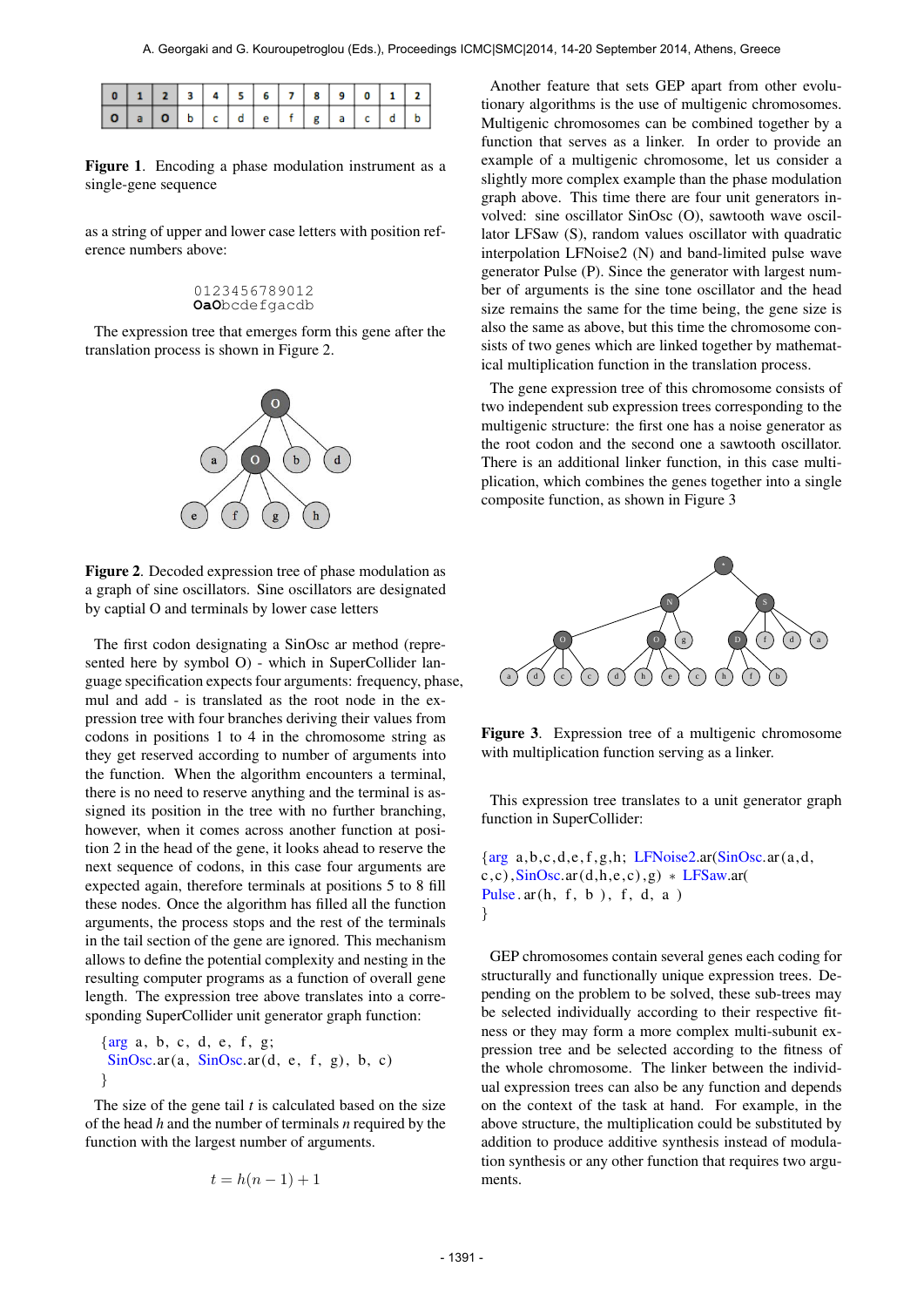| 0 | 1 | 2 | 3 | 4 | 5 | 6 | 7 | 8 | 9 | 0 | 1 | 2 |
|---|---|---|---|---|---|---|---|---|---|---|---|---|
| O | a | O | b | c | d | e | f | g | a | c | d | b |

**Figure 1**. Encoding a phase modulation instrument as a single-gene sequence

as a string of upper and lower case letters with position reference numbers above:

```
0123456789012
OaObcdefgacdb
```

The expression tree that emerges form this gene after the translation process is shown in Figure 2.

**Figure 2**. Decoded expression tree of phase modulation as a graph of sine oscillators. Sine oscillators are designated by captial O and terminals by lower case letters

The first codon designating a SinOsc ar method (represented here by symbol O) - which in SuperCollider language specification expects four arguments: frequency, phase, mul and add - is translated as the root node in the expression tree with four branches deriving their values from codons in positions 1 to 4 in the chromosome string as they get reserved according to number of arguments into the function. When the algorithm encounters a terminal, there is no need to reserve anything and the terminal is assigned its position in the tree with no further branching, however, when it comes across another function at position 2 in the head of the gene, it looks ahead to reserve the next sequence of codons, in this case four arguments are expected again, therefore terminals at positions 5 to 8 fill these nodes. Once the algorithm has filled all the function arguments, the process stops and the rest of the terminals in the tail section of the gene are ignored. This mechanism allows to define the potential complexity and nesting in the resulting computer programs as a function of overall gene length. The expression tree above translates into a corresponding SuperCollider unit generator graph function:

```
{arg a, b, c, d, e, f, g;
  SinOsc.ar(a, SinOsc.ar(d, e, f, g), b, c)
}
```

The size of the gene tail $t$ is calculated based on the size of the head $h$ and the number of terminals $n$ required by the function with the largest number of arguments.

$$t = h(n - 1) + 1$$

Another feature that sets GEP apart from other evolutionary algorithms is the use of multigenic chromosomes. Multigenic chromosomes can be combined together by a function that serves as a linker. In order to provide an example of a multigenic chromosome, let us consider a slightly more complex example than the phase modulation graph above. This time there are four unit generators involved: sine oscillator SinOsc (O), sawtooth wave oscillator LFSaw (S), random values oscillator with quadratic interpolation LFNoise2 (N) and band-limited pulse wave generator Pulse (P). Since the generator with largest number of arguments is the sine tone oscillator and the head size remains the same for the time being, the gene size is also the same as above, but this time the chromosome consists of two genes which are linked together by mathematical multiplication function in the translation process.

The gene expression tree of this chromosome consists of two independent sub expression trees corresponding to the multigenic structure: the first one has a noise generator as the root codon and the second one a sawtooth oscillator. There is an additional linker function, in this case multiplication, which combines the genes together into a single composite function, as shown in Figure 3

**Figure 3**. Expression tree of a multigenic chromosome with multiplication function serving as a linker.

This expression tree translates to a unit generator graph function in SuperCollider:

```
{arg a,b,c,d,e,f,g,h; LFNoise2.ar(SinOsc.ar(a,d,
c,c),SinOsc.ar(d,h,e,c),g) * LFSaw.ar(
Pulse.ar(h, f, b ), f, d, a )
}
```

GEP chromosomes contain several genes each coding for structurally and functionally unique expression trees. Depending on the problem to be solved, these sub-trees may be selected individually according to their respective fitness or they may form a more complex multi-subunit expression tree and be selected according to the fitness of the whole chromosome. The linker between the individual expression trees can also be any function and depends on the context of the task at hand. For example, in the above structure, the multiplication could be substituted by addition to produce additive synthesis instead of modulation synthesis or any other function that requires two arguments.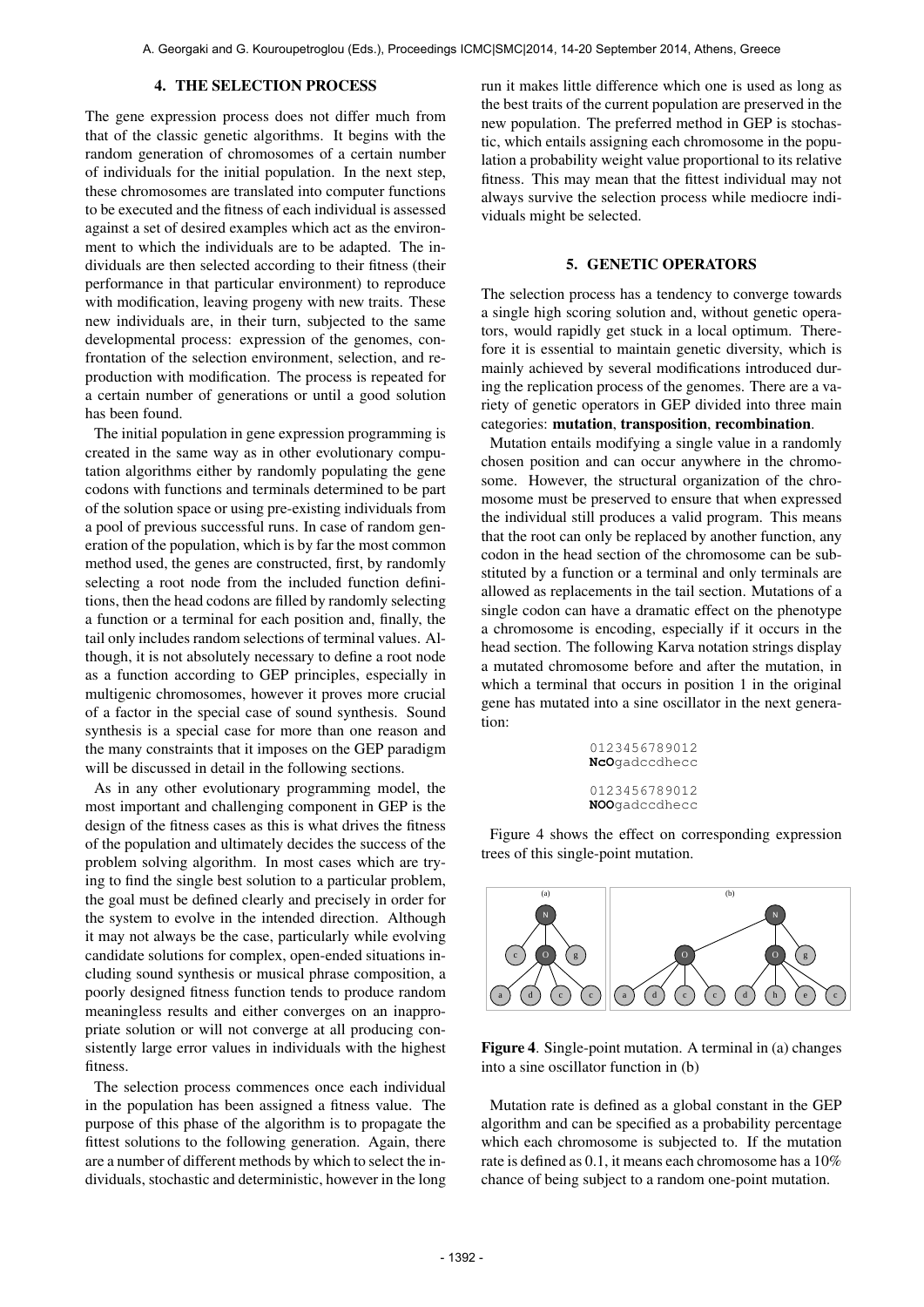## 4. THE SELECTION PROCESS

The gene expression process does not differ much from that of the classic genetic algorithms. It begins with the random generation of chromosomes of a certain number of individuals for the initial population. In the next step, these chromosomes are translated into computer functions to be executed and the fitness of each individual is assessed against a set of desired examples which act as the environment to which the individuals are to be adapted. The individuals are then selected according to their fitness (their performance in that particular environment) to reproduce with modification, leaving progeny with new traits. These new individuals are, in their turn, subjected to the same developmental process: expression of the genomes, confrontation of the selection environment, selection, and reproduction with modification. The process is repeated for a certain number of generations or until a good solution has been found.

The initial population in gene expression programming is created in the same way as in other evolutionary computation algorithms either by randomly populating the gene codons with functions and terminals determined to be part of the solution space or using pre-existing individuals from a pool of previous successful runs. In case of random generation of the population, which is by far the most common method used, the genes are constructed, first, by randomly selecting a root node from the included function definitions, then the head codons are filled by randomly selecting a function or a terminal for each position and, finally, the tail only includes random selections of terminal values. Although, it is not absolutely necessary to define a root node as a function according to GEP principles, especially in multigenic chromosomes, however it proves more crucial of a factor in the special case of sound synthesis. Sound synthesis is a special case for more than one reason and the many constraints that it imposes on the GEP paradigm will be discussed in detail in the following sections.

As in any other evolutionary programming model, the most important and challenging component in GEP is the design of the fitness cases as this is what drives the fitness of the population and ultimately decides the success of the problem solving algorithm. In most cases which are trying to find the single best solution to a particular problem, the goal must be defined clearly and precisely in order for the system to evolve in the intended direction. Although it may not always be the case, particularly while evolving candidate solutions for complex, open-ended situations including sound synthesis or musical phrase composition, a poorly designed fitness function tends to produce random meaningless results and either converges on an inappropriate solution or will not converge at all producing consistently large error values in individuals with the highest fitness.

The selection process commences once each individual in the population has been assigned a fitness value. The purpose of this phase of the algorithm is to propagate the fittest solutions to the following generation. Again, there are a number of different methods by which to select the individuals, stochastic and deterministic, however in the long run it makes little difference which one is used as long as the best traits of the current population are preserved in the new population. The preferred method in GEP is stochastic, which entails assigning each chromosome in the population a probability weight value proportional to its relative fitness. This may mean that the fittest individual may not always survive the selection process while mediocre individuals might be selected.

## 5. GENETIC OPERATORS

The selection process has a tendency to converge towards a single high scoring solution and, without genetic operators, would rapidly get stuck in a local optimum. Therefore it is essential to maintain genetic diversity, which is mainly achieved by several modifications introduced during the replication process of the genomes. There are a variety of genetic operators in GEP divided into three main categories: **mutation**, **transposition**, **recombination**.

Mutation entails modifying a single value in a randomly chosen position and can occur anywhere in the chromosome. However, the structural organization of the chromosome must be preserved to ensure that when expressed the individual still produces a valid program. This means that the root can only be replaced by another function, any codon in the head section of the chromosome can be substituted by a function or a terminal and only terminals are allowed as replacements in the tail section. Mutations of a single codon can have a dramatic effect on the phenotype a chromosome is encoding, especially if it occurs in the head section. The following Karva notation strings display a mutated chromosome before and after the mutation, in which a terminal that occurs in position 1 in the original gene has mutated into a sine oscillator in the next generation:

```
0123456789012
NcOgadccdhecc

0123456789012
NOOgadccdhecc
```

Figure 4 shows the effect on corresponding expression trees of this single-point mutation.

**Figure 4**. Single-point mutation. A terminal in (a) changes into a sine oscillator function in (b)

Mutation rate is defined as a global constant in the GEP algorithm and can be specified as a probability percentage which each chromosome is subjected to. If the mutation rate is defined as 0.1, it means each chromosome has a 10% chance of being subject to a random one-point mutation.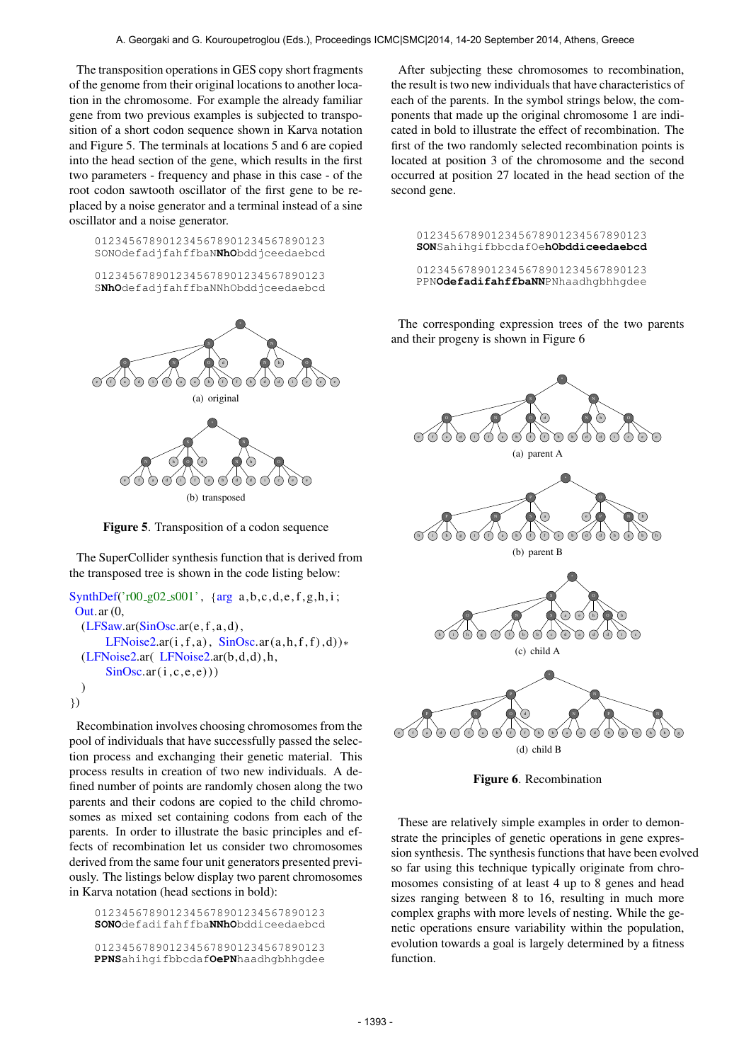The transposition operations in GES copy short fragments of the genome from their original locations to another location in the chromosome. For example the already familiar gene from two previous examples is subjected to transposition of a short codon sequence shown in Karva notation and Figure 5. The terminals at locations 5 and 6 are copied into the head section of the gene, which results in the first two parameters - frequency and phase in this case - of the root codon sawtooth oscillator of the first gene to be replaced by a noise generator and a terminal instead of a sine oscillator and a noise generator.

```
0123456789012345678901234567890123
SONOdefadjfahffbaNNhObddjceedaebcd

0123456789012345678901234567890123
SNhOdefadjfahffbaNNhObddjceedaebcd
```

(a) original

(b) transposed

**Figure 5**. Transposition of a codon sequence

The SuperCollider synthesis function that is derived from the transposed tree is shown in the code listing below:

```
SynthDef('r00_g02_s001', {arg a,b,c,d,e,f,g,h,i;
 Out.ar(0,
  (LFSaw.ar(SinOsc.ar(e,f,a,d),
      LFNoise2.ar(i,f,a), SinOsc.ar(a,h,f,f),d))*
  (LFNoise2.ar( LFNoise2.ar(b,d,d),h,
      SinOsc.ar(i,c,e,e)))
  )
})
```

Recombination involves choosing chromosomes from the pool of individuals that have successfully passed the selection process and exchanging their genetic material. This process results in creation of two new individuals. A defined number of points are randomly chosen along the two parents and their codons are copied to the child chromosomes as mixed set containing codons from each of the parents. In order to illustrate the basic principles and effects of recombination let us consider two chromosomes derived from the same four unit generators presented previously. The listings below display two parent chromosomes in Karva notation (head sections in bold):

```
0123456789012345678901234567890123
SONOdefadifahffbaNNhObddiceedaebcd

0123456789012345678901234567890123
PPNSahihgifbbcdafOePNhaadhgbhhgdee
```

After subjecting these chromosomes to recombination, the result is two new individuals that have characteristics of each of the parents. In the symbol strings below, the components that made up the original chromosome 1 are indicated in bold to illustrate the effect of recombination. The first of the two randomly selected recombination points is located at position 3 of the chromosome and the second occurred at position 27 located in the head section of the second gene.

```
0123456789012345678901234567890123
SONSahihgifbbcdafOehObddiceedaebcd

0123456789012345678901234567890123
PPNOdefadifahffbaNNPNhaadhgbhhgdee
```

The corresponding expression trees of the two parents and their progeny is shown in Figure 6

(a) parent A

(b) parent B

(c) child A

(d) child B

**Figure 6**. Recombination

These are relatively simple examples in order to demonstrate the principles of genetic operations in gene expression synthesis. The synthesis functions that have been evolved so far using this technique typically originate from chromosomes consisting of at least 4 up to 8 genes and head sizes ranging between 8 to 16, resulting in much more complex graphs with more levels of nesting. While the genetic operations ensure variability within the population, evolution towards a goal is largely determined by a fitness function.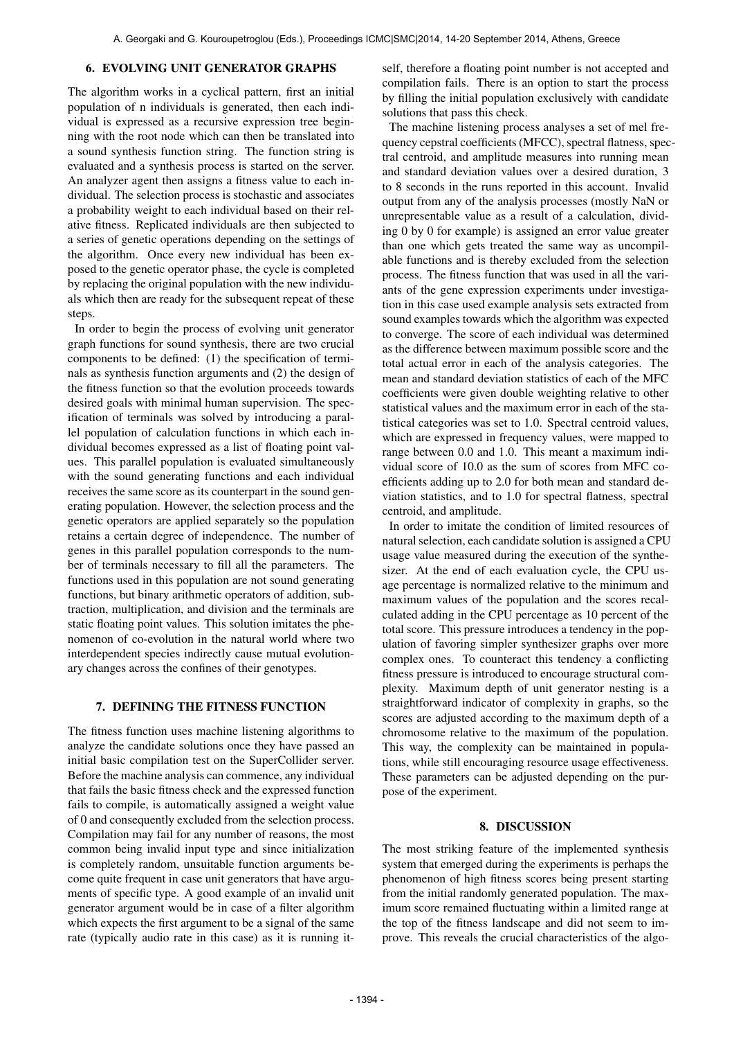## 6. EVOLVING UNIT GENERATOR GRAPHS

The algorithm works in a cyclical pattern, first an initial population of n individuals is generated, then each individual is expressed as a recursive expression tree beginning with the root node which can then be translated into a sound synthesis function string. The function string is evaluated and a synthesis process is started on the server. An analyzer agent then assigns a fitness value to each individual. The selection process is stochastic and associates a probability weight to each individual based on their relative fitness. Replicated individuals are then subjected to a series of genetic operations depending on the settings of the algorithm. Once every new individual has been exposed to the genetic operator phase, the cycle is completed by replacing the original population with the new individuals which then are ready for the subsequent repeat of these steps.

In order to begin the process of evolving unit generator graph functions for sound synthesis, there are two crucial components to be defined: (1) the specification of terminals as synthesis function arguments and (2) the design of the fitness function so that the evolution proceeds towards desired goals with minimal human supervision. The specification of terminals was solved by introducing a parallel population of calculation functions in which each individual becomes expressed as a list of floating point values. This parallel population is evaluated simultaneously with the sound generating functions and each individual receives the same score as its counterpart in the sound generating population. However, the selection process and the genetic operators are applied separately so the population retains a certain degree of independence. The number of genes in this parallel population corresponds to the number of terminals necessary to fill all the parameters. The functions used in this population are not sound generating functions, but binary arithmetic operators of addition, subtraction, multiplication, and division and the terminals are static floating point values. This solution imitates the phenomenon of co-evolution in the natural world where two interdependent species indirectly cause mutual evolutionary changes across the confines of their genotypes.

## 7. DEFINING THE FITNESS FUNCTION

The fitness function uses machine listening algorithms to analyze the candidate solutions once they have passed an initial basic compilation test on the SuperCollider server. Before the machine analysis can commence, any individual that fails the basic fitness check and the expressed function fails to compile, is automatically assigned a weight value of 0 and consequently excluded from the selection process. Compilation may fail for any number of reasons, the most common being invalid input type and since initialization is completely random, unsuitable function arguments become quite frequent in case unit generators that have arguments of specific type. A good example of an invalid unit generator argument would be in case of a filter algorithm which expects the first argument to be a signal of the same rate (typically audio rate in this case) as it is running itself, therefore a floating point number is not accepted and compilation fails. There is an option to start the process by filling the initial population exclusively with candidate solutions that pass this check.

The machine listening process analyses a set of mel frequency cepstral coefficients (MFCC), spectral flatness, spectral centroid, and amplitude measures into running mean and standard deviation values over a desired duration, 3 to 8 seconds in the runs reported in this account. Invalid output from any of the analysis processes (mostly NaN or unrepresentable value as a result of a calculation, dividing 0 by 0 for example) is assigned an error value greater than one which gets treated the same way as uncompilable functions and is thereby excluded from the selection process. The fitness function that was used in all the variants of the gene expression experiments under investigation in this case used example analysis sets extracted from sound examples towards which the algorithm was expected to converge. The score of each individual was determined as the difference between maximum possible score and the total actual error in each of the analysis categories. The mean and standard deviation statistics of each of the MFC coefficients were given double weighting relative to other statistical values and the maximum error in each of the statistical categories was set to 1.0. Spectral centroid values, which are expressed in frequency values, were mapped to range between 0.0 and 1.0. This meant a maximum individual score of 10.0 as the sum of scores from MFC coefficients adding up to 2.0 for both mean and standard deviation statistics, and to 1.0 for spectral flatness, spectral centroid, and amplitude.

In order to imitate the condition of limited resources of natural selection, each candidate solution is assigned a CPU usage value measured during the execution of the synthesizer. At the end of each evaluation cycle, the CPU usage percentage is normalized relative to the minimum and maximum values of the population and the scores recalculated adding in the CPU percentage as 10 percent of the total score. This pressure introduces a tendency in the population of favoring simpler synthesizer graphs over more complex ones. To counteract this tendency a conflicting fitness pressure is introduced to encourage structural complexity. Maximum depth of unit generator nesting is a straightforward indicator of complexity in graphs, so the scores are adjusted according to the maximum depth of a chromosome relative to the maximum of the population. This way, the complexity can be maintained in populations, while still encouraging resource usage effectiveness. These parameters can be adjusted depending on the purpose of the experiment.

## 8. DISCUSSION

The most striking feature of the implemented synthesis system that emerged during the experiments is perhaps the phenomenon of high fitness scores being present starting from the initial randomly generated population. The maximum score remained fluctuating within a limited range at the top of the fitness landscape and did not seem to improve. This reveals the crucial characteristics of the algo-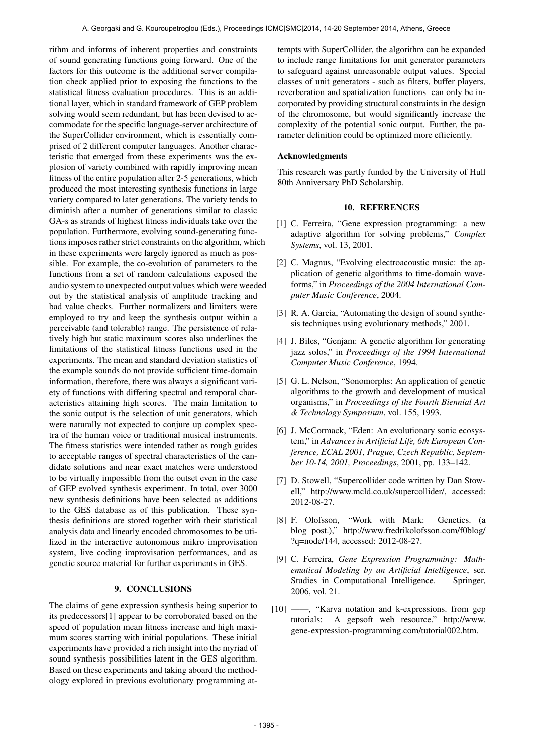rithm and informs of inherent properties and constraints of sound generating functions going forward. One of the factors for this outcome is the additional server compilation check applied prior to exposing the functions to the statistical fitness evaluation procedures. This is an additional layer, which in standard framework of GEP problem solving would seem redundant, but has been devised to accommodate for the specific language-server architecture of the SuperCollider environment, which is essentially comprised of 2 different computer languages. Another characteristic that emerged from these experiments was the explosion of variety combined with rapidly improving mean fitness of the entire population after 2-5 generations, which produced the most interesting synthesis functions in large variety compared to later generations. The variety tends to diminish after a number of generations similar to classic GA-s as strands of highest fitness individuals take over the population. Furthermore, evolving sound-generating functions imposes rather strict constraints on the algorithm, which in these experiments were largely ignored as much as possible. For example, the co-evolution of parameters to the functions from a set of random calculations exposed the audio system to unexpected output values which were weeded out by the statistical analysis of amplitude tracking and bad value checks. Further normalizers and limiters were employed to try and keep the synthesis output within a perceivable (and tolerable) range. The persistence of relatively high but static maximum scores also underlines the limitations of the statistical fitness functions used in the experiments. The mean and standard deviation statistics of the example sounds do not provide sufficient time-domain information, therefore, there was always a significant variety of functions with differing spectral and temporal characteristics attaining high scores. The main limitation to the sonic output is the selection of unit generators, which were naturally not expected to conjure up complex spectra of the human voice or traditional musical instruments. The fitness statistics were intended rather as rough guides to acceptable ranges of spectral characteristics of the candidate solutions and near exact matches were understood to be virtually impossible from the outset even in the case of GEP evolved synthesis experiment. In total, over 3000 new synthesis definitions have been selected as additions to the GES database as of this publication. These synthesis definitions are stored together with their statistical analysis data and linearly encoded chromosomes to be utilized in the interactive autonomous mikro improvisation system, live coding improvisation performances, and as genetic source material for further experiments in GES.

## 9. CONCLUSIONS

The claims of gene expression synthesis being superior to its predecessors[1] appear to be corroborated based on the speed of population mean fitness increase and high maximum scores starting with initial populations. These initial experiments have provided a rich insight into the myriad of sound synthesis possibilities latent in the GES algorithm. Based on these experiments and taking aboard the methodology explored in previous evolutionary programming attempts with SuperCollider, the algorithm can be expanded to include range limitations for unit generator parameters to safeguard against unreasonable output values. Special classes of unit generators - such as filters, buffer players, reverberation and spatialization functions can only be incorporated by providing structural constraints in the design of the chromosome, but would significantly increase the complexity of the potential sonic output. Further, the parameter definition could be optimized more efficiently.

### Acknowledgments

This research was partly funded by the University of Hull 80th Anniversary PhD Scholarship.

## 10. REFERENCES

[1] C. Ferreira, "Gene expression programming: a new adaptive algorithm for solving problems," *Complex Systems*, vol. 13, 2001.

[2] C. Magnus, "Evolving electroacoustic music: the application of genetic algorithms to time-domain waveforms," in *Proceedings of the 2004 International Computer Music Conference*, 2004.

[3] R. A. Garcia, "Automating the design of sound synthesis techniques using evolutionary methods," 2001.

[4] J. Biles, "Genjam: A genetic algorithm for generating jazz solos," in *Proceedings of the 1994 International Computer Music Conference*, 1994.

[5] G. L. Nelson, "Sonomorphs: An application of genetic algorithms to the growth and development of musical organisms," in *Proceedings of the Fourth Biennial Art & Technology Symposium*, vol. 155, 1993.

[6] J. McCormack, "Eden: An evolutionary sonic ecosystem," in *Advances in Artificial Life, 6th European Conference, ECAL 2001, Prague, Czech Republic, September 10-14, 2001, Proceedings*, 2001, pp. 133–142.

[7] D. Stowell, "Supercollider code written by Dan Stowell," http://www.mcld.co.uk/supercollider/, accessed: 2012-08-27.

[8] F. Olofsson, "Work with Mark: Genetics. (a blog post.)," http://www.fredrikolofsson.com/f0blog/?q=node/144, accessed: 2012-08-27.

[9] C. Ferreira, *Gene Expression Programming: Mathematical Modeling by an Artificial Intelligence*, ser. Studies in Computational Intelligence. Springer, 2006, vol. 21.

[10] ——, "Karva notation and k-expressions. from gep tutorials: A gepsoft web resource." http://www.gene-expression-programming.com/tutorial002.htm.